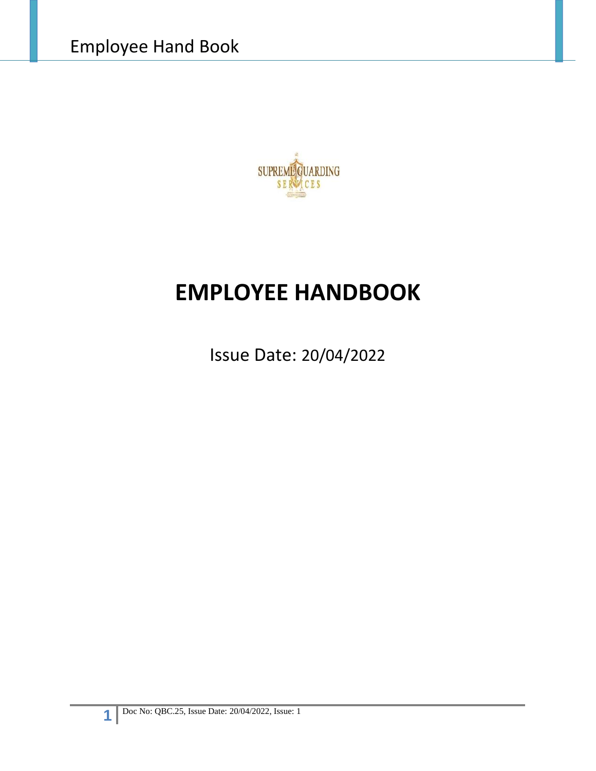SUPREME GUARDING SERVICES

# EMPLOYEE HANDBOOK

Issue Date: 20/04/2022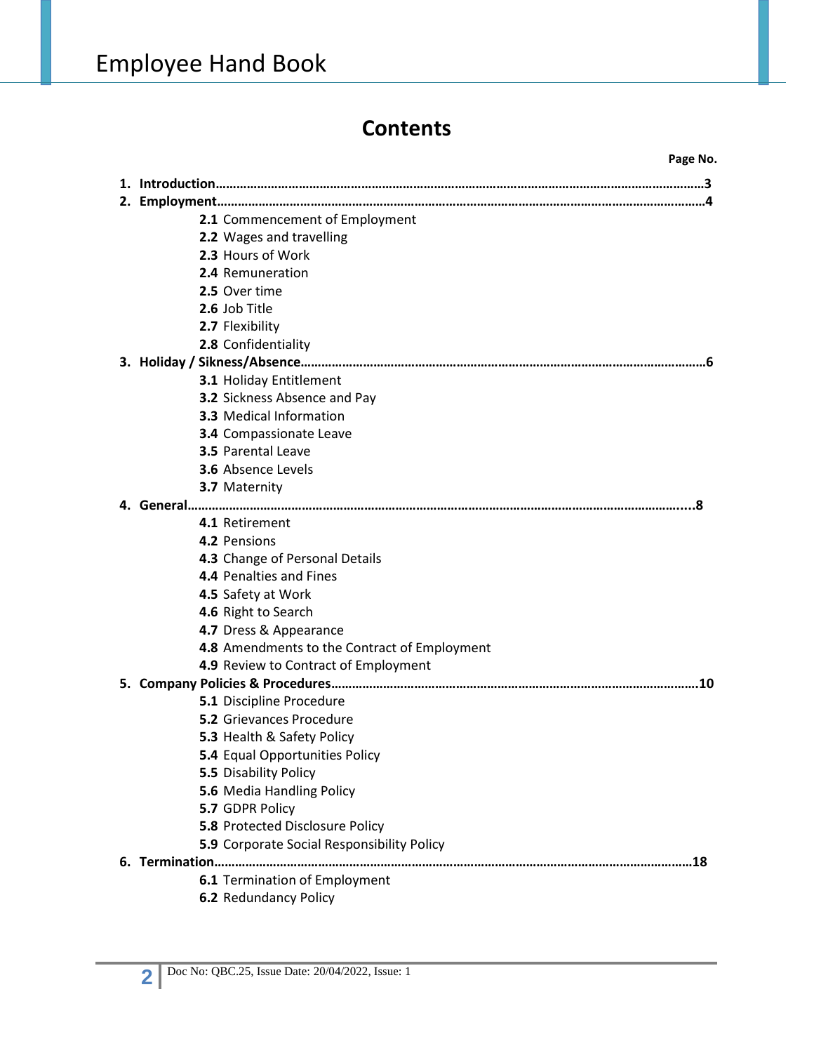# Contents

**Page No.**

1. **Introduction……………………………………………………………………………………………………………………………3**
2. **Employment………………………………………………………………………………………………………………………………4**
   - **2.1** Commencement of Employment
   - **2.2** Wages and travelling
   - **2.3** Hours of Work
   - **2.4** Remuneration
   - **2.5** Over time
   - **2.6** Job Title
   - **2.7** Flexibility
   - **2.8** Confidentiality
3. **Holiday / Sikness/Absence……………………………………………………………………………………………………………6**
   - **3.1** Holiday Entitlement
   - **3.2** Sickness Absence and Pay
   - **3.3** Medical Information
   - **3.4** Compassionate Leave
   - **3.5** Parental Leave
   - **3.6** Absence Levels
   - **3.7** Maternity
4. **General…………………………………………………………………………………………………………………………………....8**
   - **4.1** Retirement
   - **4.2** Pensions
   - **4.3** Change of Personal Details
   - **4.4** Penalties and Fines
   - **4.5** Safety at Work
   - **4.6** Right to Search
   - **4.7** Dress & Appearance
   - **4.8** Amendments to the Contract of Employment
   - **4.9** Review to Contract of Employment
5. **Company Policies & Procedures…………………………………………………………………………………………………10**
   - **5.1** Discipline Procedure
   - **5.2** Grievances Procedure
   - **5.3** Health & Safety Policy
   - **5.4** Equal Opportunities Policy
   - **5.5** Disability Policy
   - **5.6** Media Handling Policy
   - **5.7** GDPR Policy
   - **5.8** Protected Disclosure Policy
   - **5.9** Corporate Social Responsibility Policy
6. **Termination…………………………………………………………………………………………………………………………18**
   - **6.1** Termination of Employment
   - **6.2** Redundancy Policy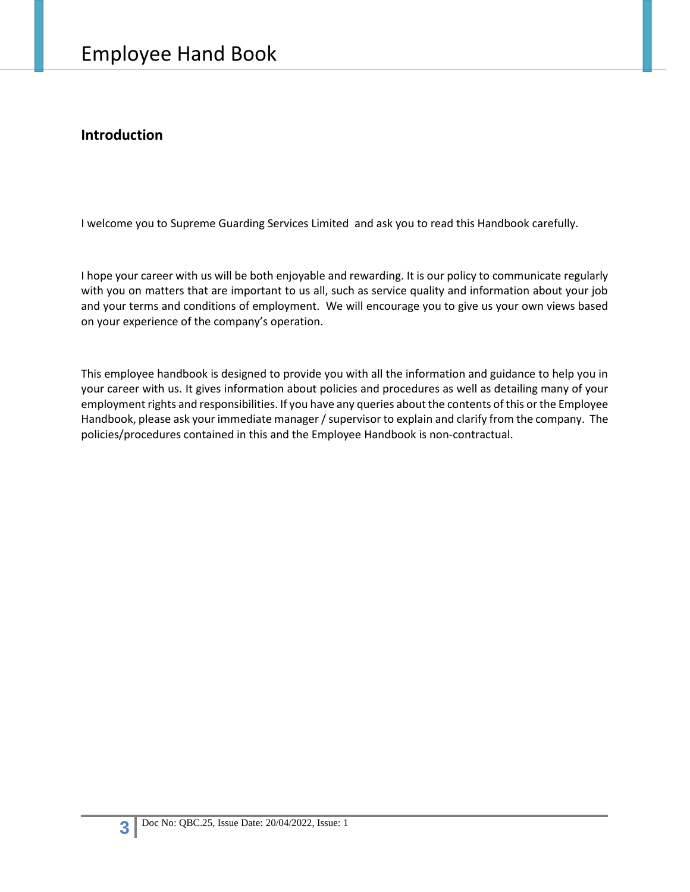## Introduction

I welcome you to Supreme Guarding Services Limited and ask you to read this Handbook carefully.

I hope your career with us will be both enjoyable and rewarding. It is our policy to communicate regularly with you on matters that are important to us all, such as service quality and information about your job and your terms and conditions of employment. We will encourage you to give us your own views based on your experience of the company's operation.

This employee handbook is designed to provide you with all the information and guidance to help you in your career with us. It gives information about policies and procedures as well as detailing many of your employment rights and responsibilities. If you have any queries about the contents of this or the Employee Handbook, please ask your immediate manager / supervisor to explain and clarify from the company. The policies/procedures contained in this and the Employee Handbook is non-contractual.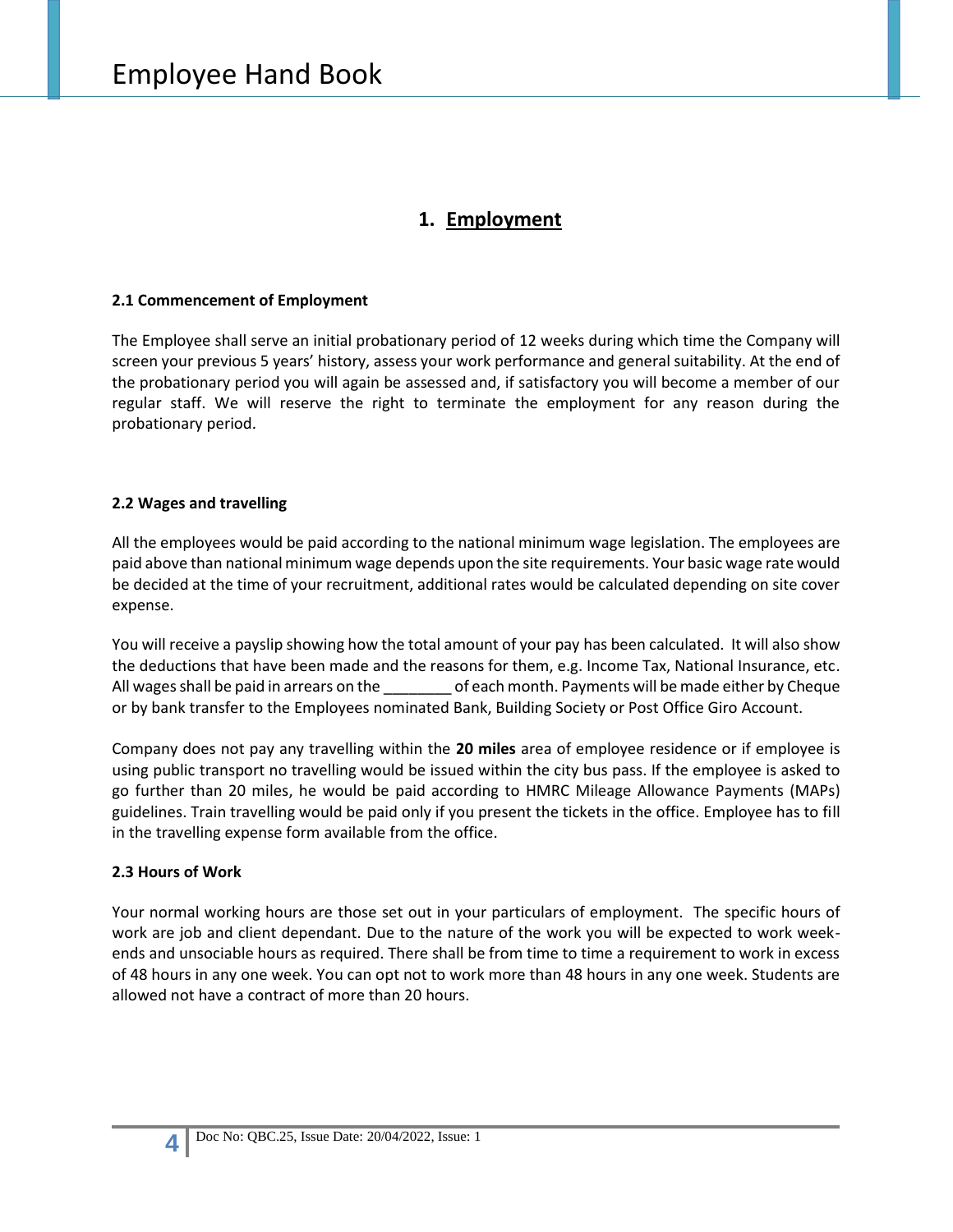# 1. Employment

### 2.1 Commencement of Employment

The Employee shall serve an initial probationary period of 12 weeks during which time the Company will screen your previous 5 years' history, assess your work performance and general suitability. At the end of the probationary period you will again be assessed and, if satisfactory you will become a member of our regular staff. We will reserve the right to terminate the employment for any reason during the probationary period.

### 2.2 Wages and travelling

All the employees would be paid according to the national minimum wage legislation. The employees are paid above than national minimum wage depends upon the site requirements. Your basic wage rate would be decided at the time of your recruitment, additional rates would be calculated depending on site cover expense.

You will receive a payslip showing how the total amount of your pay has been calculated. It will also show the deductions that have been made and the reasons for them, e.g. Income Tax, National Insurance, etc. All wages shall be paid in arrears on the ________ of each month. Payments will be made either by Cheque or by bank transfer to the Employees nominated Bank, Building Society or Post Office Giro Account.

Company does not pay any travelling within the **20 miles** area of employee residence or if employee is using public transport no travelling would be issued within the city bus pass. If the employee is asked to go further than 20 miles, he would be paid according to HMRC Mileage Allowance Payments (MAPs) guidelines. Train travelling would be paid only if you present the tickets in the office. Employee has to fill in the travelling expense form available from the office.

### 2.3 Hours of Work

Your normal working hours are those set out in your particulars of employment. The specific hours of work are job and client dependant. Due to the nature of the work you will be expected to work week-ends and unsociable hours as required. There shall be from time to time a requirement to work in excess of 48 hours in any one week. You can opt not to work more than 48 hours in any one week. Students are allowed not have a contract of more than 20 hours.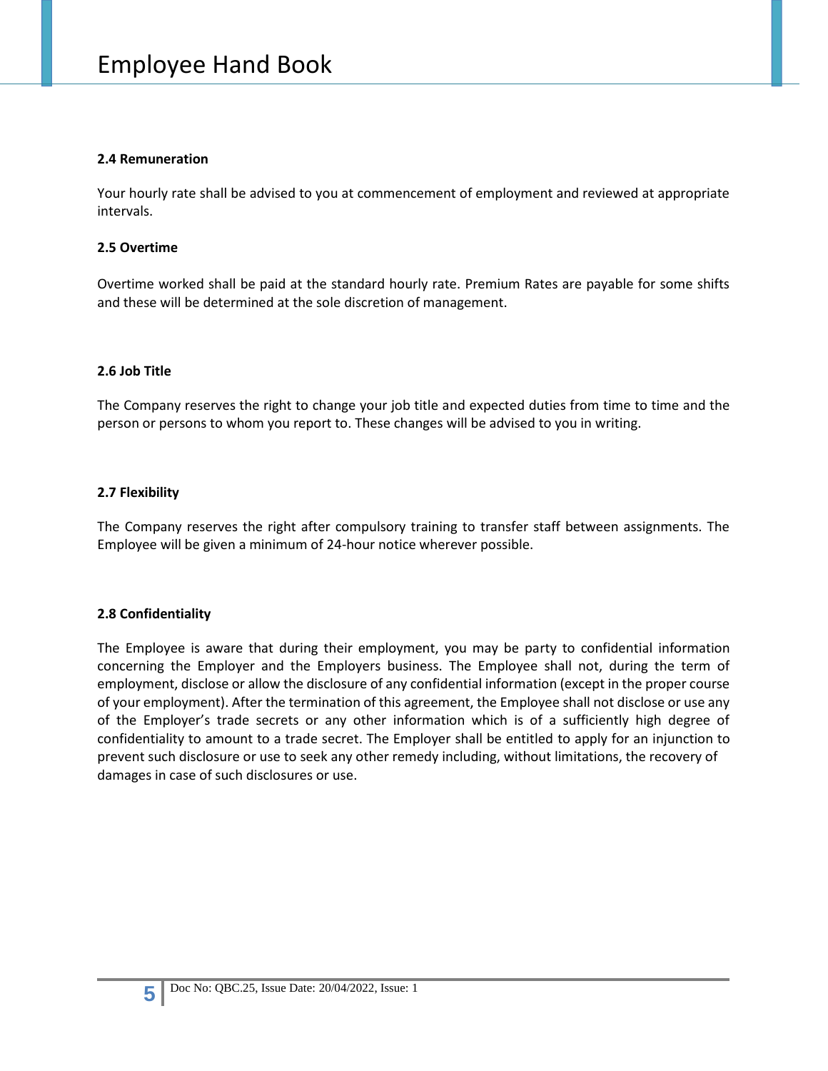### 2.4 Remuneration

Your hourly rate shall be advised to you at commencement of employment and reviewed at appropriate intervals.

### 2.5 Overtime

Overtime worked shall be paid at the standard hourly rate. Premium Rates are payable for some shifts and these will be determined at the sole discretion of management.

### 2.6 Job Title

The Company reserves the right to change your job title and expected duties from time to time and the person or persons to whom you report to. These changes will be advised to you in writing.

### 2.7 Flexibility

The Company reserves the right after compulsory training to transfer staff between assignments. The Employee will be given a minimum of 24-hour notice wherever possible.

### 2.8 Confidentiality

The Employee is aware that during their employment, you may be party to confidential information concerning the Employer and the Employers business. The Employee shall not, during the term of employment, disclose or allow the disclosure of any confidential information (except in the proper course of your employment). After the termination of this agreement, the Employee shall not disclose or use any of the Employer's trade secrets or any other information which is of a sufficiently high degree of confidentiality to amount to a trade secret. The Employer shall be entitled to apply for an injunction to prevent such disclosure or use to seek any other remedy including, without limitations, the recovery of damages in case of such disclosures or use.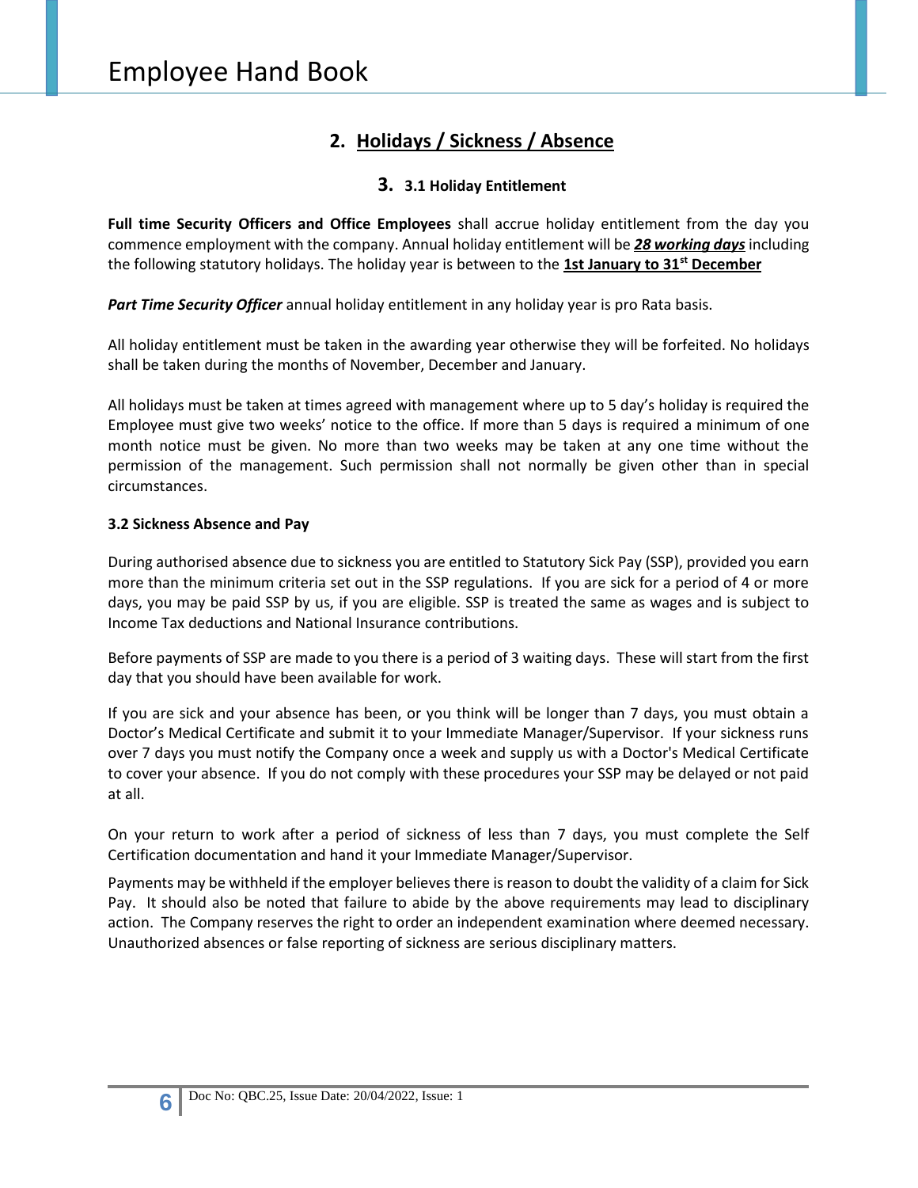## 2. Holidays / Sickness / Absence

### 3. 3.1 Holiday Entitlement

**Full time Security Officers and Office Employees** shall accrue holiday entitlement from the day you commence employment with the company. Annual holiday entitlement will be ***28 working days*** including the following statutory holidays. The holiday year is between to the **1st January to 31st December**

***Part Time Security Officer*** annual holiday entitlement in any holiday year is pro Rata basis.

All holiday entitlement must be taken in the awarding year otherwise they will be forfeited. No holidays shall be taken during the months of November, December and January.

All holidays must be taken at times agreed with management where up to 5 day's holiday is required the Employee must give two weeks' notice to the office. If more than 5 days is required a minimum of one month notice must be given. No more than two weeks may be taken at any one time without the permission of the management. Such permission shall not normally be given other than in special circumstances.

**3.2 Sickness Absence and Pay**

During authorised absence due to sickness you are entitled to Statutory Sick Pay (SSP), provided you earn more than the minimum criteria set out in the SSP regulations. If you are sick for a period of 4 or more days, you may be paid SSP by us, if you are eligible. SSP is treated the same as wages and is subject to Income Tax deductions and National Insurance contributions.

Before payments of SSP are made to you there is a period of 3 waiting days. These will start from the first day that you should have been available for work.

If you are sick and your absence has been, or you think will be longer than 7 days, you must obtain a Doctor's Medical Certificate and submit it to your Immediate Manager/Supervisor. If your sickness runs over 7 days you must notify the Company once a week and supply us with a Doctor's Medical Certificate to cover your absence. If you do not comply with these procedures your SSP may be delayed or not paid at all.

On your return to work after a period of sickness of less than 7 days, you must complete the Self Certification documentation and hand it your Immediate Manager/Supervisor.

Payments may be withheld if the employer believes there is reason to doubt the validity of a claim for Sick Pay. It should also be noted that failure to abide by the above requirements may lead to disciplinary action. The Company reserves the right to order an independent examination where deemed necessary. Unauthorized absences or false reporting of sickness are serious disciplinary matters.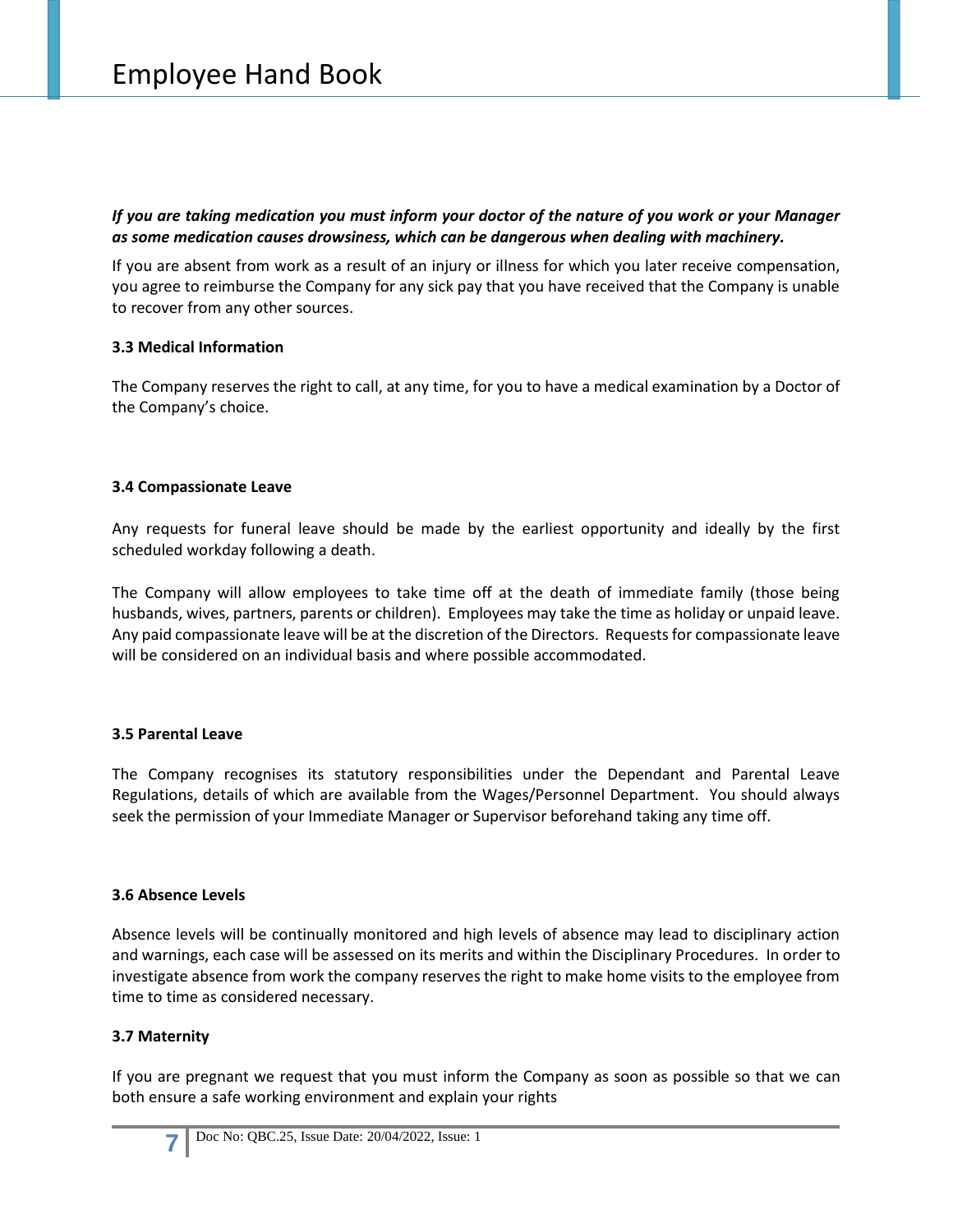***If you are taking medication you must inform your doctor of the nature of you work or your Manager as some medication causes drowsiness, which can be dangerous when dealing with machinery.***

If you are absent from work as a result of an injury or illness for which you later receive compensation, you agree to reimburse the Company for any sick pay that you have received that the Company is unable to recover from any other sources.

### 3.3 Medical Information

The Company reserves the right to call, at any time, for you to have a medical examination by a Doctor of the Company's choice.

### 3.4 Compassionate Leave

Any requests for funeral leave should be made by the earliest opportunity and ideally by the first scheduled workday following a death.

The Company will allow employees to take time off at the death of immediate family (those being husbands, wives, partners, parents or children). Employees may take the time as holiday or unpaid leave. Any paid compassionate leave will be at the discretion of the Directors. Requests for compassionate leave will be considered on an individual basis and where possible accommodated.

### 3.5 Parental Leave

The Company recognises its statutory responsibilities under the Dependant and Parental Leave Regulations, details of which are available from the Wages/Personnel Department. You should always seek the permission of your Immediate Manager or Supervisor beforehand taking any time off.

### 3.6 Absence Levels

Absence levels will be continually monitored and high levels of absence may lead to disciplinary action and warnings, each case will be assessed on its merits and within the Disciplinary Procedures. In order to investigate absence from work the company reserves the right to make home visits to the employee from time to time as considered necessary.

### 3.7 Maternity

If you are pregnant we request that you must inform the Company as soon as possible so that we can both ensure a safe working environment and explain your rights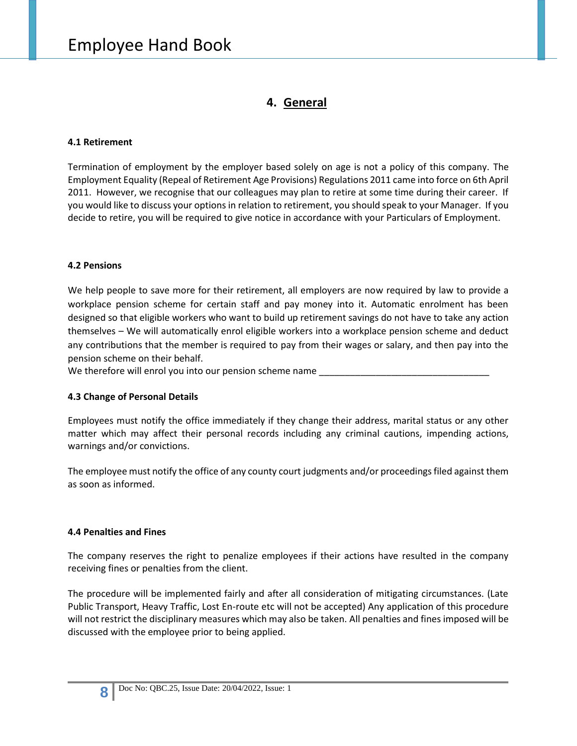## 4. General

### 4.1 Retirement

Termination of employment by the employer based solely on age is not a policy of this company. The Employment Equality (Repeal of Retirement Age Provisions) Regulations 2011 came into force on 6th April 2011. However, we recognise that our colleagues may plan to retire at some time during their career. If you would like to discuss your options in relation to retirement, you should speak to your Manager. If you decide to retire, you will be required to give notice in accordance with your Particulars of Employment.

### 4.2 Pensions

We help people to save more for their retirement, all employers are now required by law to provide a workplace pension scheme for certain staff and pay money into it. Automatic enrolment has been designed so that eligible workers who want to build up retirement savings do not have to take any action themselves – We will automatically enrol eligible workers into a workplace pension scheme and deduct any contributions that the member is required to pay from their wages or salary, and then pay into the pension scheme on their behalf.
We therefore will enrol you into our pension scheme name _________________________________

### 4.3 Change of Personal Details

Employees must notify the office immediately if they change their address, marital status or any other matter which may affect their personal records including any criminal cautions, impending actions, warnings and/or convictions.

The employee must notify the office of any county court judgments and/or proceedings filed against them as soon as informed.

### 4.4 Penalties and Fines

The company reserves the right to penalize employees if their actions have resulted in the company receiving fines or penalties from the client.

The procedure will be implemented fairly and after all consideration of mitigating circumstances. (Late Public Transport, Heavy Traffic, Lost En-route etc will not be accepted) Any application of this procedure will not restrict the disciplinary measures which may also be taken. All penalties and fines imposed will be discussed with the employee prior to being applied.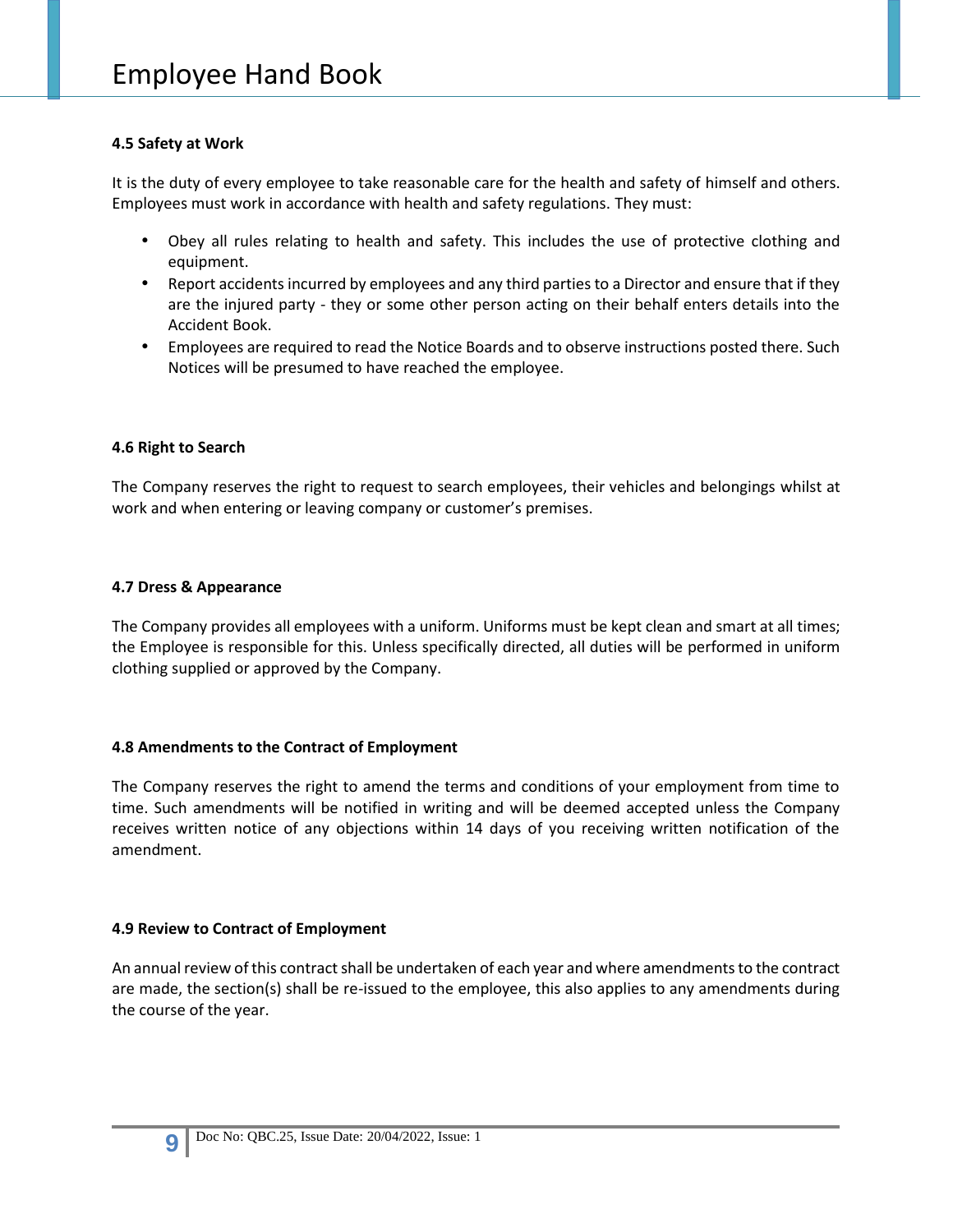#### 4.5 Safety at Work

It is the duty of every employee to take reasonable care for the health and safety of himself and others. Employees must work in accordance with health and safety regulations. They must:

- Obey all rules relating to health and safety. This includes the use of protective clothing and equipment.
- Report accidents incurred by employees and any third parties to a Director and ensure that if they are the injured party - they or some other person acting on their behalf enters details into the Accident Book.
- Employees are required to read the Notice Boards and to observe instructions posted there. Such Notices will be presumed to have reached the employee.

#### 4.6 Right to Search

The Company reserves the right to request to search employees, their vehicles and belongings whilst at work and when entering or leaving company or customer's premises.

#### 4.7 Dress & Appearance

The Company provides all employees with a uniform. Uniforms must be kept clean and smart at all times; the Employee is responsible for this. Unless specifically directed, all duties will be performed in uniform clothing supplied or approved by the Company.

#### 4.8 Amendments to the Contract of Employment

The Company reserves the right to amend the terms and conditions of your employment from time to time. Such amendments will be notified in writing and will be deemed accepted unless the Company receives written notice of any objections within 14 days of you receiving written notification of the amendment.

#### 4.9 Review to Contract of Employment

An annual review of this contract shall be undertaken of each year and where amendments to the contract are made, the section(s) shall be re-issued to the employee, this also applies to any amendments during the course of the year.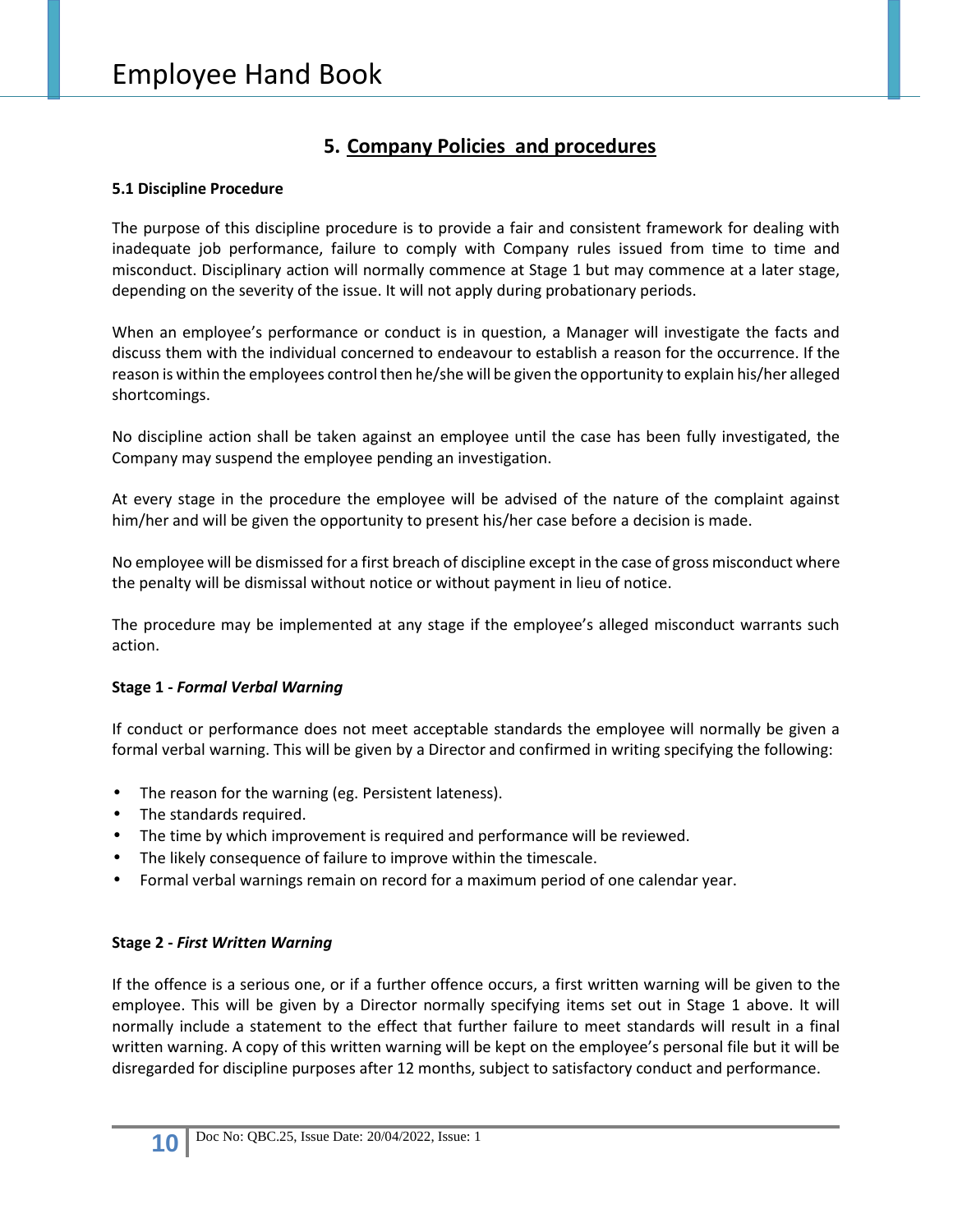## 5. Company Policies and procedures

### 5.1 Discipline Procedure

The purpose of this discipline procedure is to provide a fair and consistent framework for dealing with inadequate job performance, failure to comply with Company rules issued from time to time and misconduct. Disciplinary action will normally commence at Stage 1 but may commence at a later stage, depending on the severity of the issue. It will not apply during probationary periods.

When an employee's performance or conduct is in question, a Manager will investigate the facts and discuss them with the individual concerned to endeavour to establish a reason for the occurrence. If the reason is within the employees control then he/she will be given the opportunity to explain his/her alleged shortcomings.

No discipline action shall be taken against an employee until the case has been fully investigated, the Company may suspend the employee pending an investigation.

At every stage in the procedure the employee will be advised of the nature of the complaint against him/her and will be given the opportunity to present his/her case before a decision is made.

No employee will be dismissed for a first breach of discipline except in the case of gross misconduct where the penalty will be dismissal without notice or without payment in lieu of notice.

The procedure may be implemented at any stage if the employee's alleged misconduct warrants such action.

**Stage 1 - *Formal Verbal Warning***

If conduct or performance does not meet acceptable standards the employee will normally be given a formal verbal warning. This will be given by a Director and confirmed in writing specifying the following:

- The reason for the warning (eg. Persistent lateness).
- The standards required.
- The time by which improvement is required and performance will be reviewed.
- The likely consequence of failure to improve within the timescale.
- Formal verbal warnings remain on record for a maximum period of one calendar year.

**Stage 2 - *First Written Warning***

If the offence is a serious one, or if a further offence occurs, a first written warning will be given to the employee. This will be given by a Director normally specifying items set out in Stage 1 above. It will normally include a statement to the effect that further failure to meet standards will result in a final written warning. A copy of this written warning will be kept on the employee's personal file but it will be disregarded for discipline purposes after 12 months, subject to satisfactory conduct and performance.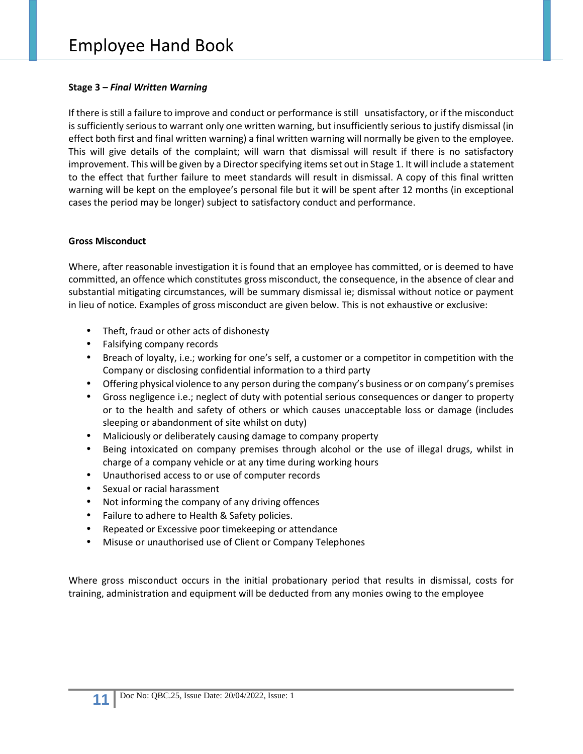**Stage 3 –** ***Final Written Warning***

If there is still a failure to improve and conduct or performance is still unsatisfactory, or if the misconduct is sufficiently serious to warrant only one written warning, but insufficiently serious to justify dismissal (in effect both first and final written warning) a final written warning will normally be given to the employee. This will give details of the complaint; will warn that dismissal will result if there is no satisfactory improvement. This will be given by a Director specifying items set out in Stage 1. It will include a statement to the effect that further failure to meet standards will result in dismissal. A copy of this final written warning will be kept on the employee's personal file but it will be spent after 12 months (in exceptional cases the period may be longer) subject to satisfactory conduct and performance.

**Gross Misconduct**

Where, after reasonable investigation it is found that an employee has committed, or is deemed to have committed, an offence which constitutes gross misconduct, the consequence, in the absence of clear and substantial mitigating circumstances, will be summary dismissal ie; dismissal without notice or payment in lieu of notice. Examples of gross misconduct are given below. This is not exhaustive or exclusive:

- Theft, fraud or other acts of dishonesty
- Falsifying company records
- Breach of loyalty, i.e.; working for one's self, a customer or a competitor in competition with the Company or disclosing confidential information to a third party
- Offering physical violence to any person during the company's business or on company's premises
- Gross negligence i.e.; neglect of duty with potential serious consequences or danger to property or to the health and safety of others or which causes unacceptable loss or damage (includes sleeping or abandonment of site whilst on duty)
- Maliciously or deliberately causing damage to company property
- Being intoxicated on company premises through alcohol or the use of illegal drugs, whilst in charge of a company vehicle or at any time during working hours
- Unauthorised access to or use of computer records
- Sexual or racial harassment
- Not informing the company of any driving offences
- Failure to adhere to Health & Safety policies.
- Repeated or Excessive poor timekeeping or attendance
- Misuse or unauthorised use of Client or Company Telephones

Where gross misconduct occurs in the initial probationary period that results in dismissal, costs for training, administration and equipment will be deducted from any monies owing to the employee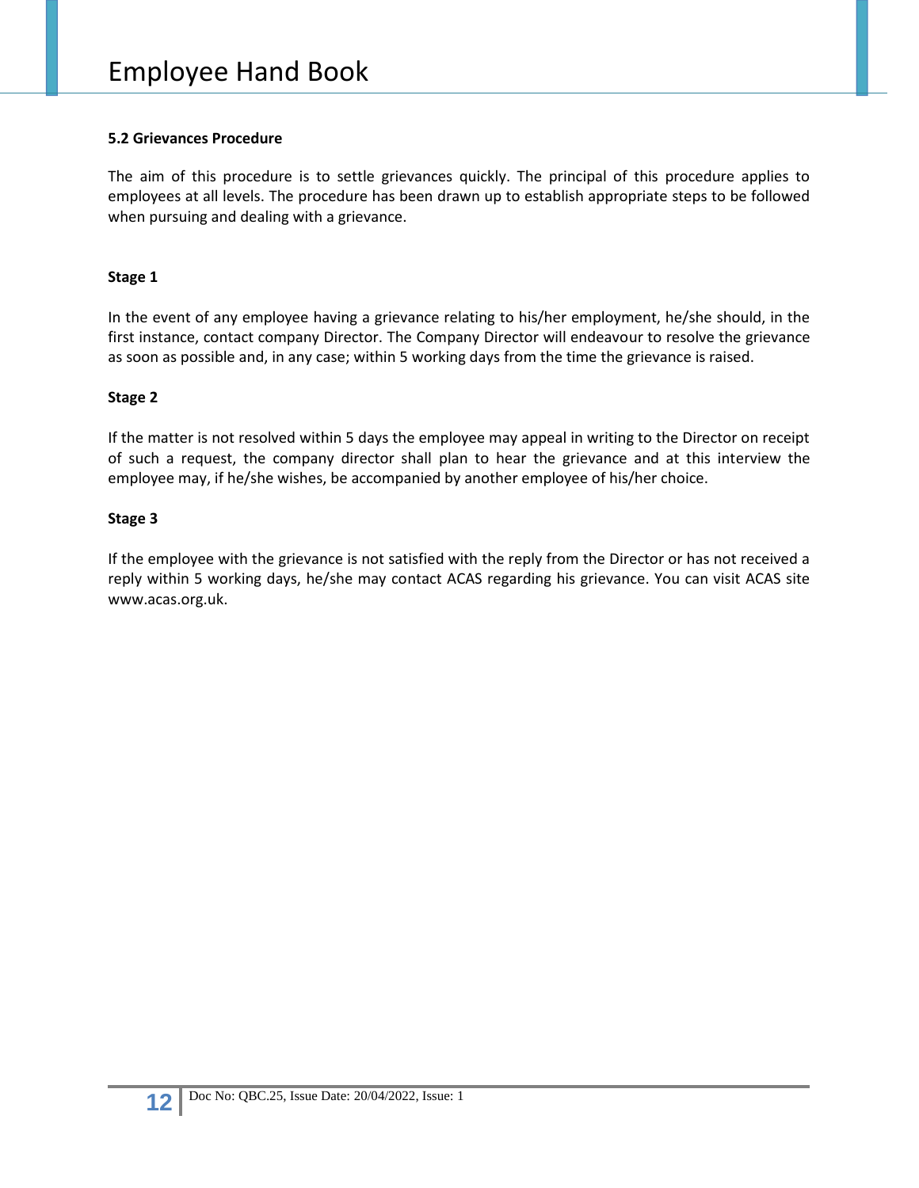### 5.2 Grievances Procedure

The aim of this procedure is to settle grievances quickly. The principal of this procedure applies to employees at all levels. The procedure has been drawn up to establish appropriate steps to be followed when pursuing and dealing with a grievance.

**Stage 1**

In the event of any employee having a grievance relating to his/her employment, he/she should, in the first instance, contact company Director. The Company Director will endeavour to resolve the grievance as soon as possible and, in any case; within 5 working days from the time the grievance is raised.

**Stage 2**

If the matter is not resolved within 5 days the employee may appeal in writing to the Director on receipt of such a request, the company director shall plan to hear the grievance and at this interview the employee may, if he/she wishes, be accompanied by another employee of his/her choice.

**Stage 3**

If the employee with the grievance is not satisfied with the reply from the Director or has not received a reply within 5 working days, he/she may contact ACAS regarding his grievance. You can visit ACAS site www.acas.org.uk.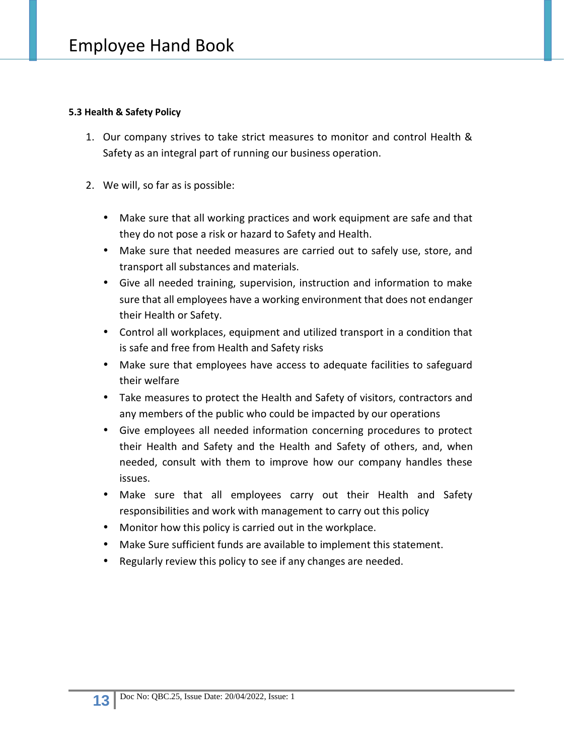**5.3 Health & Safety Policy**

1. Our company strives to take strict measures to monitor and control Health & Safety as an integral part of running our business operation.

2. We will, so far as is possible:

   - Make sure that all working practices and work equipment are safe and that they do not pose a risk or hazard to Safety and Health.
   - Make sure that needed measures are carried out to safely use, store, and transport all substances and materials.
   - Give all needed training, supervision, instruction and information to make sure that all employees have a working environment that does not endanger their Health or Safety.
   - Control all workplaces, equipment and utilized transport in a condition that is safe and free from Health and Safety risks
   - Make sure that employees have access to adequate facilities to safeguard their welfare
   - Take measures to protect the Health and Safety of visitors, contractors and any members of the public who could be impacted by our operations
   - Give employees all needed information concerning procedures to protect their Health and Safety and the Health and Safety of others, and, when needed, consult with them to improve how our company handles these issues.
   - Make sure that all employees carry out their Health and Safety responsibilities and work with management to carry out this policy
   - Monitor how this policy is carried out in the workplace.
   - Make Sure sufficient funds are available to implement this statement.
   - Regularly review this policy to see if any changes are needed.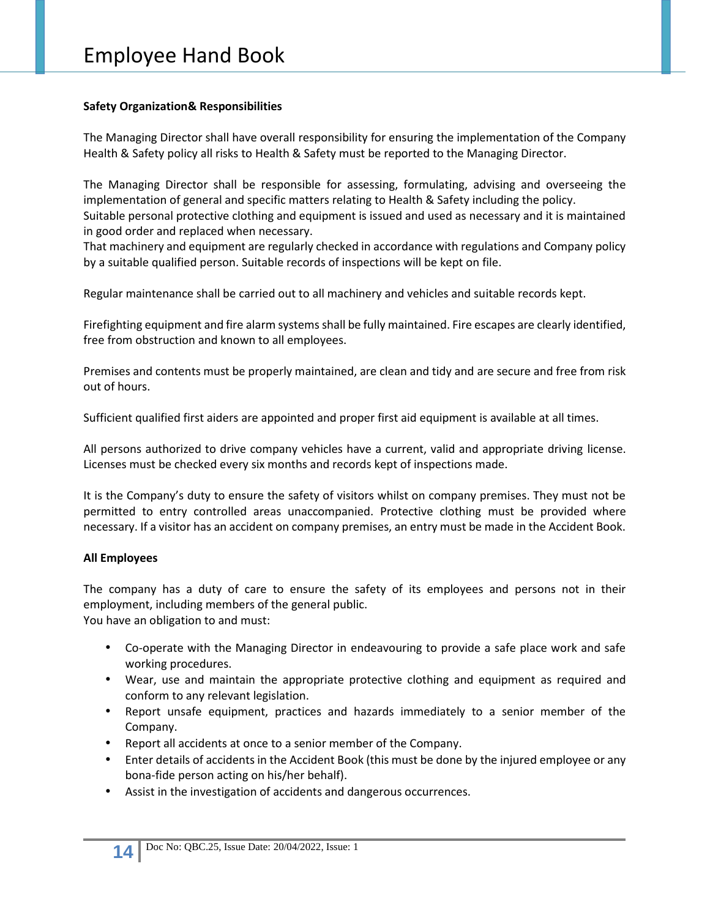**Safety Organization& Responsibilities**

The Managing Director shall have overall responsibility for ensuring the implementation of the Company Health & Safety policy all risks to Health & Safety must be reported to the Managing Director.

The Managing Director shall be responsible for assessing, formulating, advising and overseeing the implementation of general and specific matters relating to Health & Safety including the policy.
Suitable personal protective clothing and equipment is issued and used as necessary and it is maintained in good order and replaced when necessary.
That machinery and equipment are regularly checked in accordance with regulations and Company policy by a suitable qualified person. Suitable records of inspections will be kept on file.

Regular maintenance shall be carried out to all machinery and vehicles and suitable records kept.

Firefighting equipment and fire alarm systems shall be fully maintained. Fire escapes are clearly identified, free from obstruction and known to all employees.

Premises and contents must be properly maintained, are clean and tidy and are secure and free from risk out of hours.

Sufficient qualified first aiders are appointed and proper first aid equipment is available at all times.

All persons authorized to drive company vehicles have a current, valid and appropriate driving license. Licenses must be checked every six months and records kept of inspections made.

It is the Company's duty to ensure the safety of visitors whilst on company premises. They must not be permitted to entry controlled areas unaccompanied. Protective clothing must be provided where necessary. If a visitor has an accident on company premises, an entry must be made in the Accident Book.

**All Employees**

The company has a duty of care to ensure the safety of its employees and persons not in their employment, including members of the general public.
You have an obligation to and must:

- Co-operate with the Managing Director in endeavouring to provide a safe place work and safe working procedures.
- Wear, use and maintain the appropriate protective clothing and equipment as required and conform to any relevant legislation.
- Report unsafe equipment, practices and hazards immediately to a senior member of the Company.
- Report all accidents at once to a senior member of the Company.
- Enter details of accidents in the Accident Book (this must be done by the injured employee or any bona-fide person acting on his/her behalf).
- Assist in the investigation of accidents and dangerous occurrences.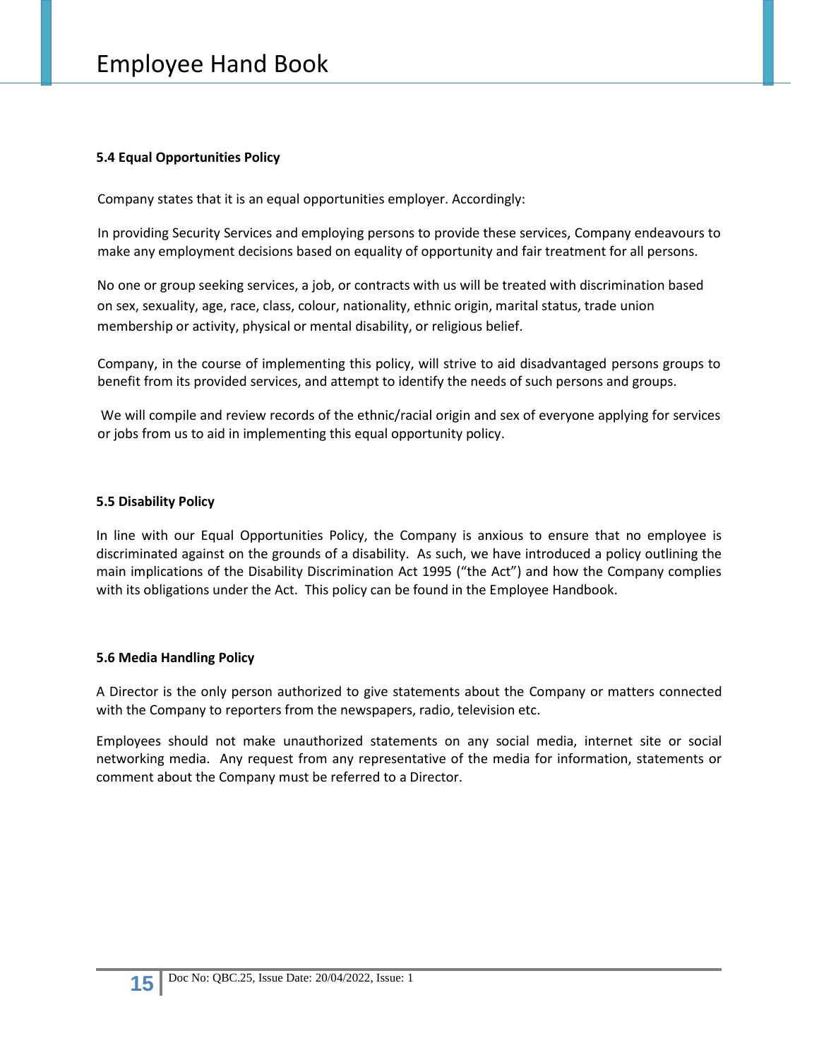### 5.4 Equal Opportunities Policy

Company states that it is an equal opportunities employer. Accordingly:

In providing Security Services and employing persons to provide these services, Company endeavours to make any employment decisions based on equality of opportunity and fair treatment for all persons.

No one or group seeking services, a job, or contracts with us will be treated with discrimination based on sex, sexuality, age, race, class, colour, nationality, ethnic origin, marital status, trade union membership or activity, physical or mental disability, or religious belief.

Company, in the course of implementing this policy, will strive to aid disadvantaged persons groups to benefit from its provided services, and attempt to identify the needs of such persons and groups.

We will compile and review records of the ethnic/racial origin and sex of everyone applying for services or jobs from us to aid in implementing this equal opportunity policy.

### 5.5 Disability Policy

In line with our Equal Opportunities Policy, the Company is anxious to ensure that no employee is discriminated against on the grounds of a disability. As such, we have introduced a policy outlining the main implications of the Disability Discrimination Act 1995 ("the Act") and how the Company complies with its obligations under the Act. This policy can be found in the Employee Handbook.

### 5.6 Media Handling Policy

A Director is the only person authorized to give statements about the Company or matters connected with the Company to reporters from the newspapers, radio, television etc.

Employees should not make unauthorized statements on any social media, internet site or social networking media. Any request from any representative of the media for information, statements or comment about the Company must be referred to a Director.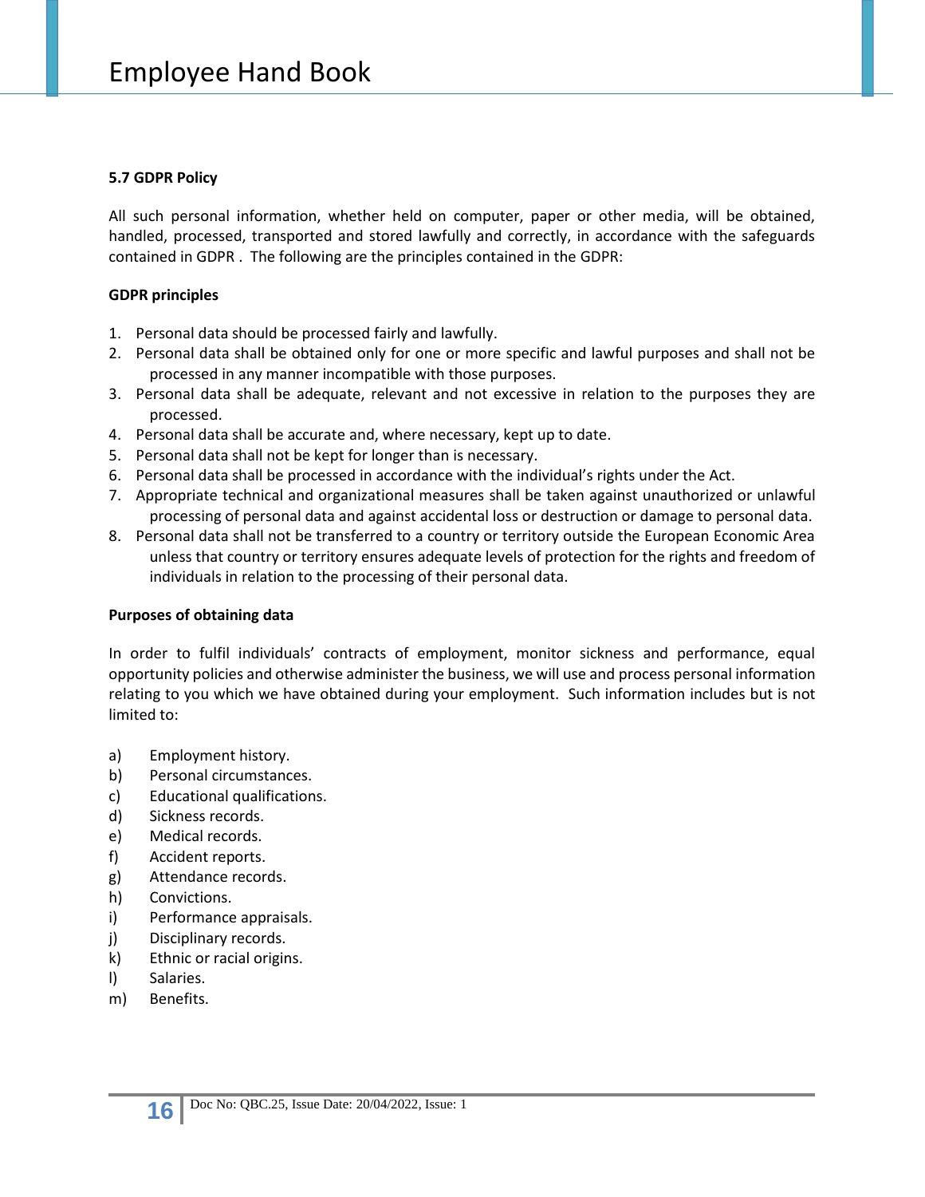### 5.7 GDPR Policy

All such personal information, whether held on computer, paper or other media, will be obtained, handled, processed, transported and stored lawfully and correctly, in accordance with the safeguards contained in GDPR . The following are the principles contained in the GDPR:

**GDPR principles**

1. Personal data should be processed fairly and lawfully.
2. Personal data shall be obtained only for one or more specific and lawful purposes and shall not be processed in any manner incompatible with those purposes.
3. Personal data shall be adequate, relevant and not excessive in relation to the purposes they are processed.
4. Personal data shall be accurate and, where necessary, kept up to date.
5. Personal data shall not be kept for longer than is necessary.
6. Personal data shall be processed in accordance with the individual's rights under the Act.
7. Appropriate technical and organizational measures shall be taken against unauthorized or unlawful processing of personal data and against accidental loss or destruction or damage to personal data.
8. Personal data shall not be transferred to a country or territory outside the European Economic Area unless that country or territory ensures adequate levels of protection for the rights and freedom of individuals in relation to the processing of their personal data.

**Purposes of obtaining data**

In order to fulfil individuals' contracts of employment, monitor sickness and performance, equal opportunity policies and otherwise administer the business, we will use and process personal information relating to you which we have obtained during your employment. Such information includes but is not limited to:

a) Employment history.
b) Personal circumstances.
c) Educational qualifications.
d) Sickness records.
e) Medical records.
f) Accident reports.
g) Attendance records.
h) Convictions.
i) Performance appraisals.
j) Disciplinary records.
k) Ethnic or racial origins.
l) Salaries.
m) Benefits.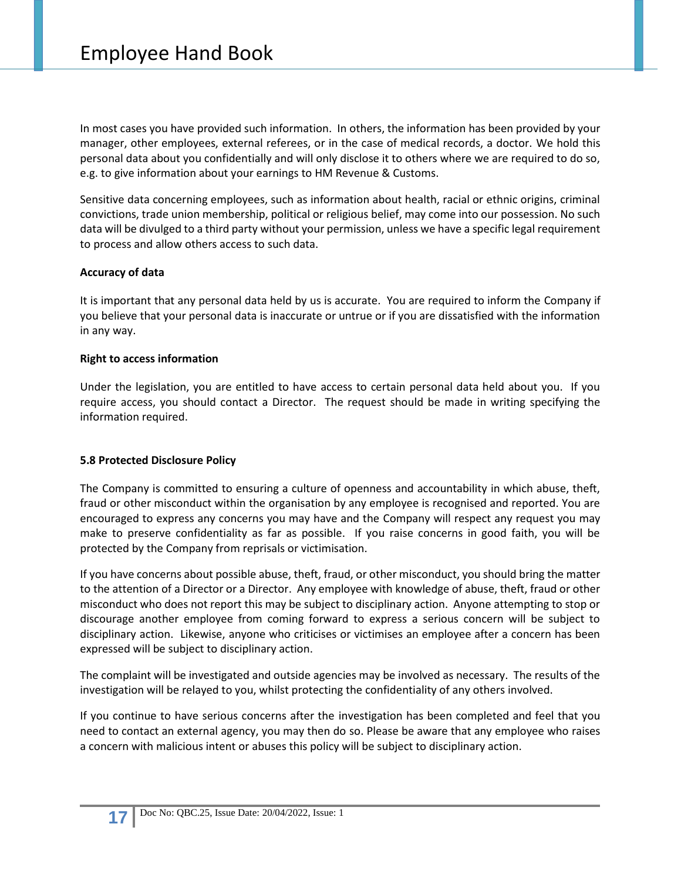In most cases you have provided such information. In others, the information has been provided by your manager, other employees, external referees, or in the case of medical records, a doctor. We hold this personal data about you confidentially and will only disclose it to others where we are required to do so, e.g. to give information about your earnings to HM Revenue & Customs.

Sensitive data concerning employees, such as information about health, racial or ethnic origins, criminal convictions, trade union membership, political or religious belief, may come into our possession. No such data will be divulged to a third party without your permission, unless we have a specific legal requirement to process and allow others access to such data.

**Accuracy of data**

It is important that any personal data held by us is accurate. You are required to inform the Company if you believe that your personal data is inaccurate or untrue or if you are dissatisfied with the information in any way.

**Right to access information**

Under the legislation, you are entitled to have access to certain personal data held about you. If you require access, you should contact a Director. The request should be made in writing specifying the information required.

**5.8 Protected Disclosure Policy**

The Company is committed to ensuring a culture of openness and accountability in which abuse, theft, fraud or other misconduct within the organisation by any employee is recognised and reported. You are encouraged to express any concerns you may have and the Company will respect any request you may make to preserve confidentiality as far as possible. If you raise concerns in good faith, you will be protected by the Company from reprisals or victimisation.

If you have concerns about possible abuse, theft, fraud, or other misconduct, you should bring the matter to the attention of a Director or a Director. Any employee with knowledge of abuse, theft, fraud or other misconduct who does not report this may be subject to disciplinary action. Anyone attempting to stop or discourage another employee from coming forward to express a serious concern will be subject to disciplinary action. Likewise, anyone who criticises or victimises an employee after a concern has been expressed will be subject to disciplinary action.

The complaint will be investigated and outside agencies may be involved as necessary. The results of the investigation will be relayed to you, whilst protecting the confidentiality of any others involved.

If you continue to have serious concerns after the investigation has been completed and feel that you need to contact an external agency, you may then do so. Please be aware that any employee who raises a concern with malicious intent or abuses this policy will be subject to disciplinary action.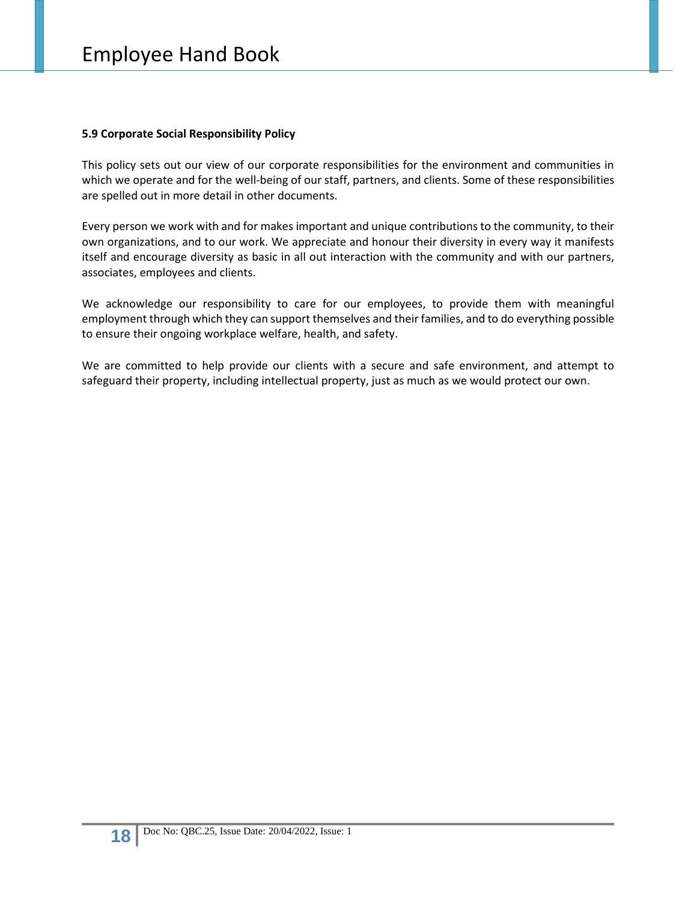**5.9 Corporate Social Responsibility Policy**

This policy sets out our view of our corporate responsibilities for the environment and communities in which we operate and for the well-being of our staff, partners, and clients. Some of these responsibilities are spelled out in more detail in other documents.

Every person we work with and for makes important and unique contributions to the community, to their own organizations, and to our work. We appreciate and honour their diversity in every way it manifests itself and encourage diversity as basic in all out interaction with the community and with our partners, associates, employees and clients.

We acknowledge our responsibility to care for our employees, to provide them with meaningful employment through which they can support themselves and their families, and to do everything possible to ensure their ongoing workplace welfare, health, and safety.

We are committed to help provide our clients with a secure and safe environment, and attempt to safeguard their property, including intellectual property, just as much as we would protect our own.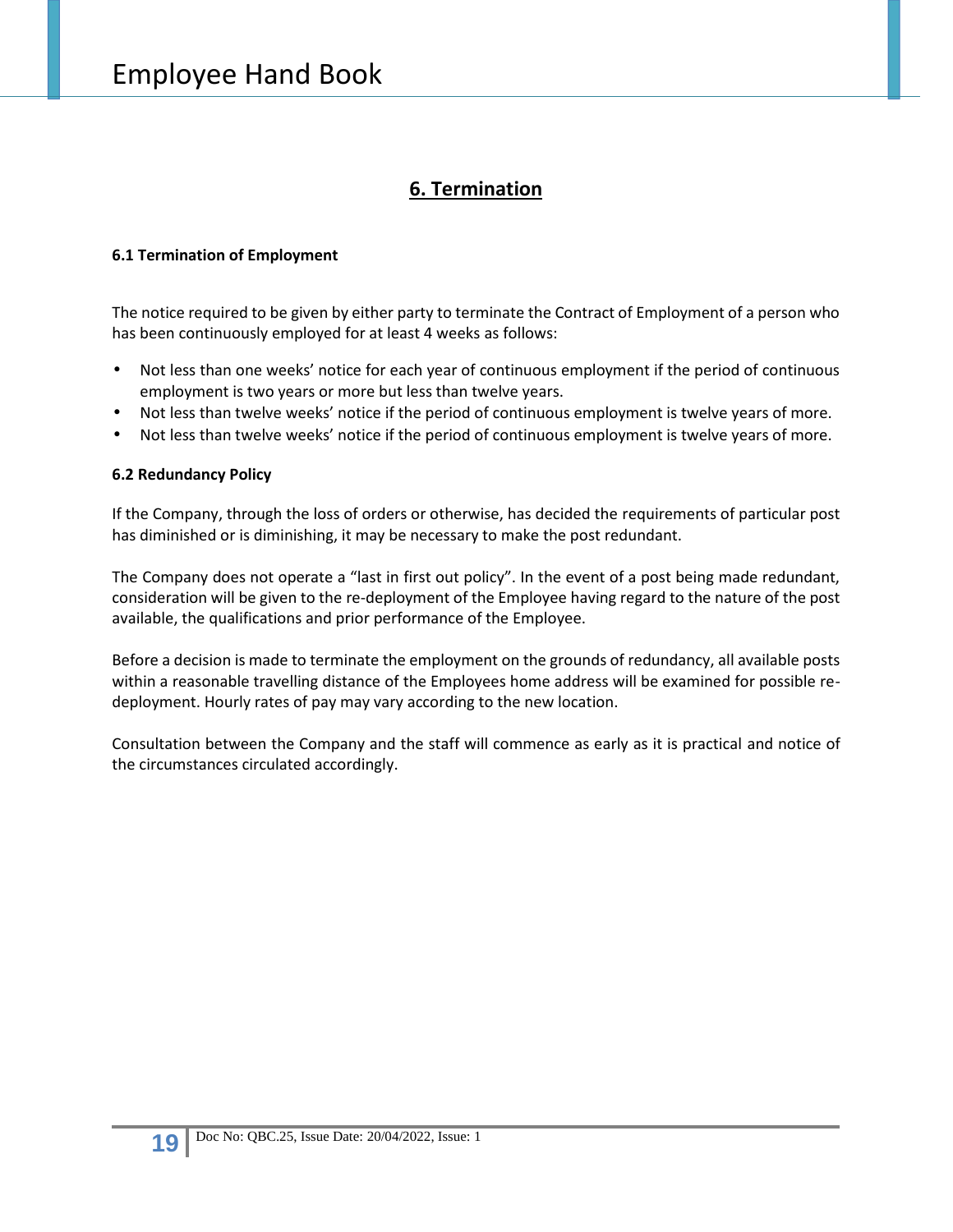## 6. Termination

### 6.1 Termination of Employment

The notice required to be given by either party to terminate the Contract of Employment of a person who has been continuously employed for at least 4 weeks as follows:

- Not less than one weeks' notice for each year of continuous employment if the period of continuous employment is two years or more but less than twelve years.
- Not less than twelve weeks' notice if the period of continuous employment is twelve years of more.
- Not less than twelve weeks' notice if the period of continuous employment is twelve years of more.

### 6.2 Redundancy Policy

If the Company, through the loss of orders or otherwise, has decided the requirements of particular post has diminished or is diminishing, it may be necessary to make the post redundant.

The Company does not operate a "last in first out policy". In the event of a post being made redundant, consideration will be given to the re-deployment of the Employee having regard to the nature of the post available, the qualifications and prior performance of the Employee.

Before a decision is made to terminate the employment on the grounds of redundancy, all available posts within a reasonable travelling distance of the Employees home address will be examined for possible re-deployment. Hourly rates of pay may vary according to the new location.

Consultation between the Company and the staff will commence as early as it is practical and notice of the circumstances circulated accordingly.